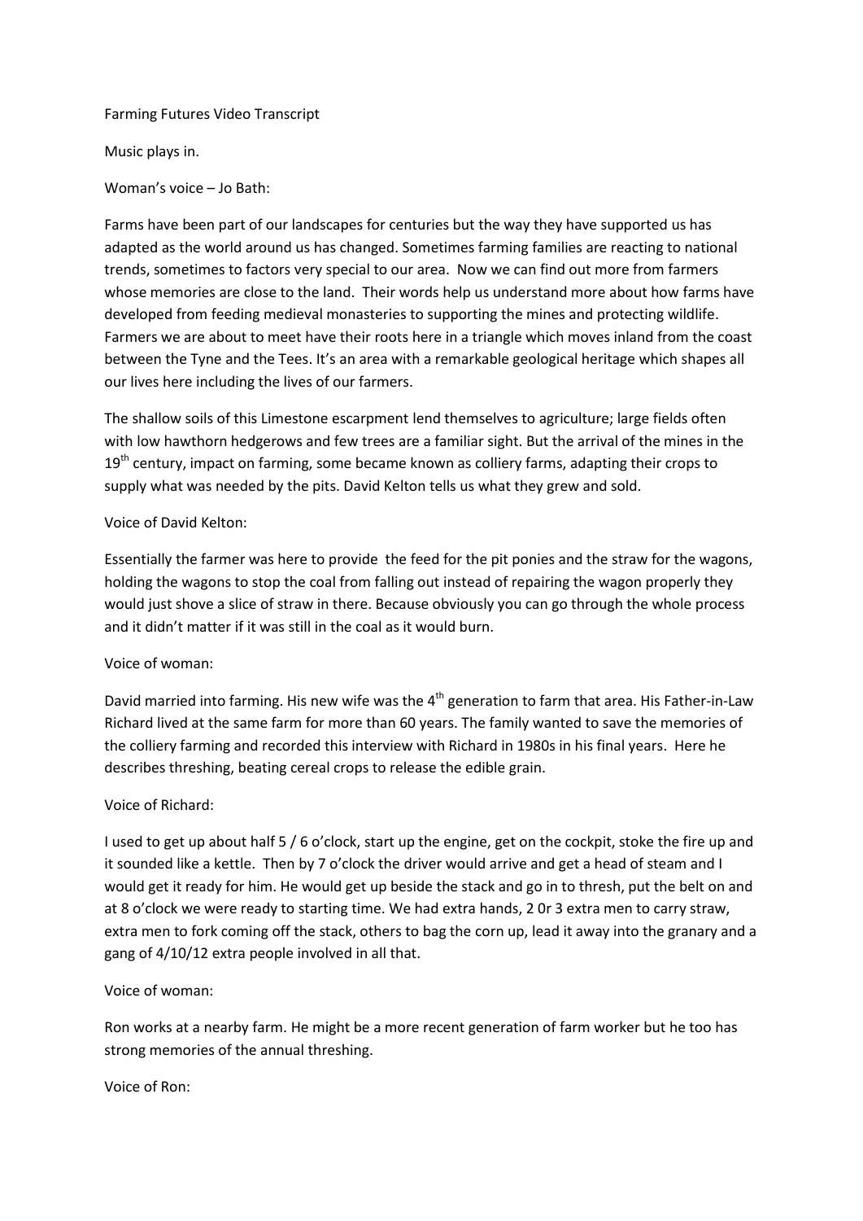Farming Futures Video Transcript

Music plays in.

Woman's voice – Jo Bath:

Farms have been part of our landscapes for centuries but the way they have supported us has adapted as the world around us has changed. Sometimes farming families are reacting to national trends, sometimes to factors very special to our area. Now we can find out more from farmers whose memories are close to the land. Their words help us understand more about how farms have developed from feeding medieval monasteries to supporting the mines and protecting wildlife. Farmers we are about to meet have their roots here in a triangle which moves inland from the coast between the Tyne and the Tees. It's an area with a remarkable geological heritage which shapes all our lives here including the lives of our farmers.

The shallow soils of this Limestone escarpment lend themselves to agriculture; large fields often with low hawthorn hedgerows and few trees are a familiar sight. But the arrival of the mines in the 19th century, impact on farming, some became known as colliery farms, adapting their crops to supply what was needed by the pits. David Kelton tells us what they grew and sold.

Voice of David Kelton:

Essentially the farmer was here to provide the feed for the pit ponies and the straw for the wagons, holding the wagons to stop the coal from falling out instead of repairing the wagon properly they would just shove a slice of straw in there. Because obviously you can go through the whole process and it didn't matter if it was still in the coal as it would burn.

Voice of woman:

David married into farming. His new wife was the 4th generation to farm that area. His Father-in-Law Richard lived at the same farm for more than 60 years. The family wanted to save the memories of the colliery farming and recorded this interview with Richard in 1980s in his final years. Here he describes threshing, beating cereal crops to release the edible grain.

Voice of Richard:

I used to get up about half 5 / 6 o'clock, start up the engine, get on the cockpit, stoke the fire up and it sounded like a kettle. Then by 7 o'clock the driver would arrive and get a head of steam and I would get it ready for him. He would get up beside the stack and go in to thresh, put the belt on and at 8 o'clock we were ready to starting time. We had extra hands, 2 0r 3 extra men to carry straw, extra men to fork coming off the stack, others to bag the corn up, lead it away into the granary and a gang of 4/10/12 extra people involved in all that.

Voice of woman:

Ron works at a nearby farm. He might be a more recent generation of farm worker but he too has strong memories of the annual threshing.

Voice of Ron: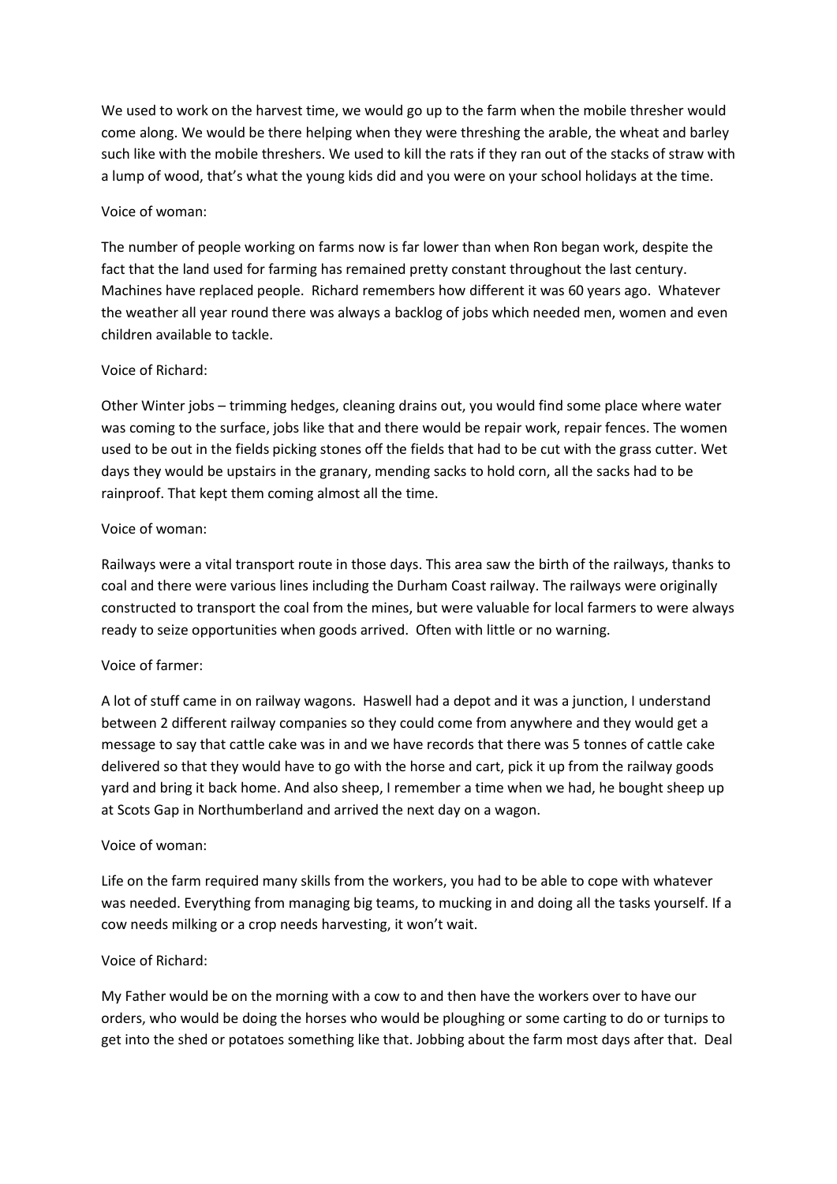We used to work on the harvest time, we would go up to the farm when the mobile thresher would come along. We would be there helping when they were threshing the arable, the wheat and barley such like with the mobile threshers. We used to kill the rats if they ran out of the stacks of straw with a lump of wood, that's what the young kids did and you were on your school holidays at the time.

Voice of woman:

The number of people working on farms now is far lower than when Ron began work, despite the fact that the land used for farming has remained pretty constant throughout the last century. Machines have replaced people. Richard remembers how different it was 60 years ago. Whatever the weather all year round there was always a backlog of jobs which needed men, women and even children available to tackle.

Voice of Richard:

Other Winter jobs – trimming hedges, cleaning drains out, you would find some place where water was coming to the surface, jobs like that and there would be repair work, repair fences. The women used to be out in the fields picking stones off the fields that had to be cut with the grass cutter. Wet days they would be upstairs in the granary, mending sacks to hold corn, all the sacks had to be rainproof. That kept them coming almost all the time.

Voice of woman:

Railways were a vital transport route in those days. This area saw the birth of the railways, thanks to coal and there were various lines including the Durham Coast railway. The railways were originally constructed to transport the coal from the mines, but were valuable for local farmers to were always ready to seize opportunities when goods arrived. Often with little or no warning.

Voice of farmer:

A lot of stuff came in on railway wagons. Haswell had a depot and it was a junction, I understand between 2 different railway companies so they could come from anywhere and they would get a message to say that cattle cake was in and we have records that there was 5 tonnes of cattle cake delivered so that they would have to go with the horse and cart, pick it up from the railway goods yard and bring it back home. And also sheep, I remember a time when we had, he bought sheep up at Scots Gap in Northumberland and arrived the next day on a wagon.

Voice of woman:

Life on the farm required many skills from the workers, you had to be able to cope with whatever was needed. Everything from managing big teams, to mucking in and doing all the tasks yourself. If a cow needs milking or a crop needs harvesting, it won't wait.

Voice of Richard:

My Father would be on the morning with a cow to and then have the workers over to have our orders, who would be doing the horses who would be ploughing or some carting to do or turnips to get into the shed or potatoes something like that. Jobbing about the farm most days after that. Deal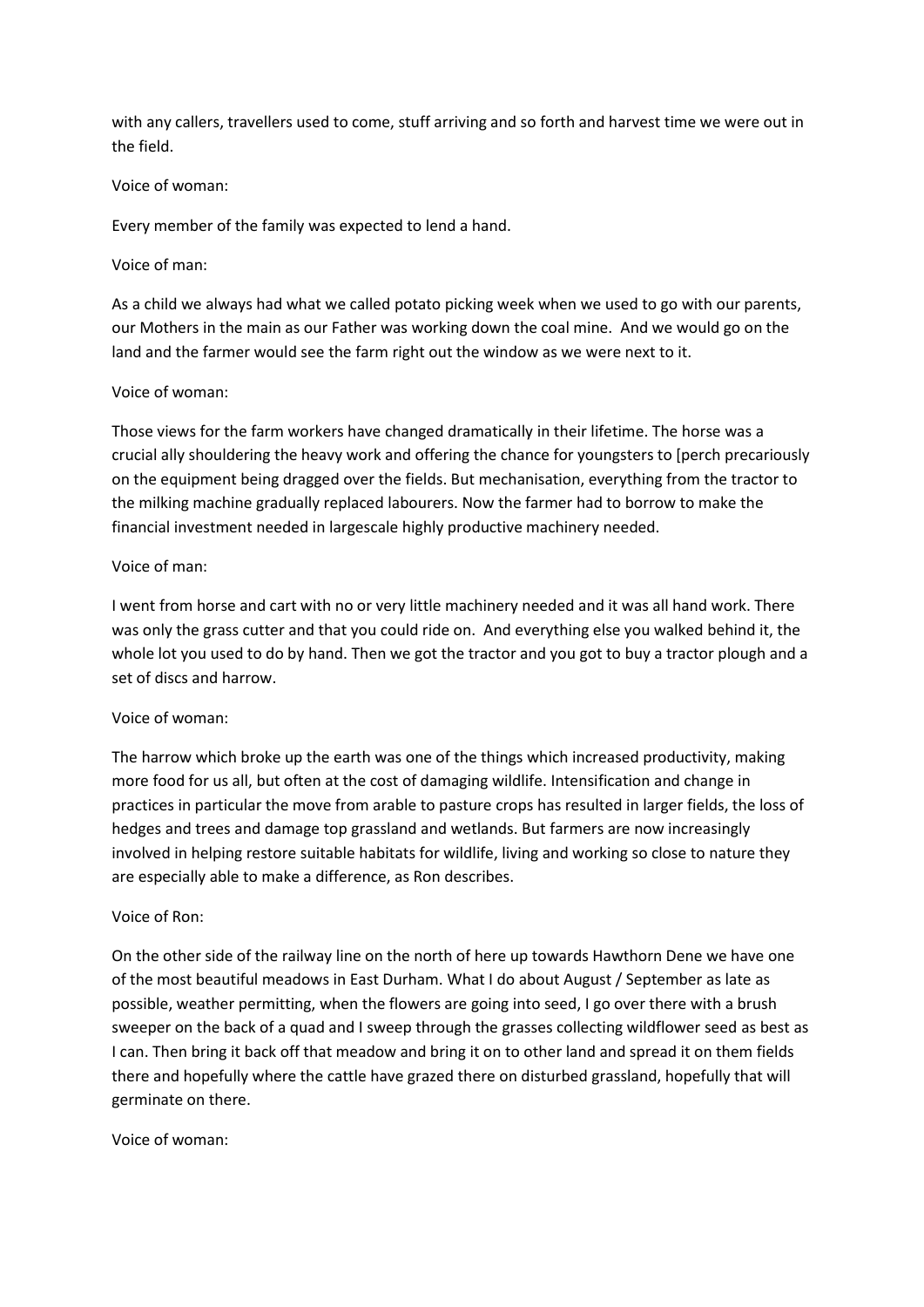with any callers, travellers used to come, stuff arriving and so forth and harvest time we were out in the field.

Voice of woman:

Every member of the family was expected to lend a hand.

Voice of man:

As a child we always had what we called potato picking week when we used to go with our parents, our Mothers in the main as our Father was working down the coal mine. And we would go on the land and the farmer would see the farm right out the window as we were next to it.

Voice of woman:

Those views for the farm workers have changed dramatically in their lifetime. The horse was a crucial ally shouldering the heavy work and offering the chance for youngsters to [perch precariously on the equipment being dragged over the fields. But mechanisation, everything from the tractor to the milking machine gradually replaced labourers. Now the farmer had to borrow to make the financial investment needed in largescale highly productive machinery needed.

Voice of man:

I went from horse and cart with no or very little machinery needed and it was all hand work. There was only the grass cutter and that you could ride on. And everything else you walked behind it, the whole lot you used to do by hand. Then we got the tractor and you got to buy a tractor plough and a set of discs and harrow.

Voice of woman:

The harrow which broke up the earth was one of the things which increased productivity, making more food for us all, but often at the cost of damaging wildlife. Intensification and change in practices in particular the move from arable to pasture crops has resulted in larger fields, the loss of hedges and trees and damage top grassland and wetlands. But farmers are now increasingly involved in helping restore suitable habitats for wildlife, living and working so close to nature they are especially able to make a difference, as Ron describes.

Voice of Ron:

On the other side of the railway line on the north of here up towards Hawthorn Dene we have one of the most beautiful meadows in East Durham. What I do about August / September as late as possible, weather permitting, when the flowers are going into seed, I go over there with a brush sweeper on the back of a quad and I sweep through the grasses collecting wildflower seed as best as I can. Then bring it back off that meadow and bring it on to other land and spread it on them fields there and hopefully where the cattle have grazed there on disturbed grassland, hopefully that will germinate on there.

Voice of woman: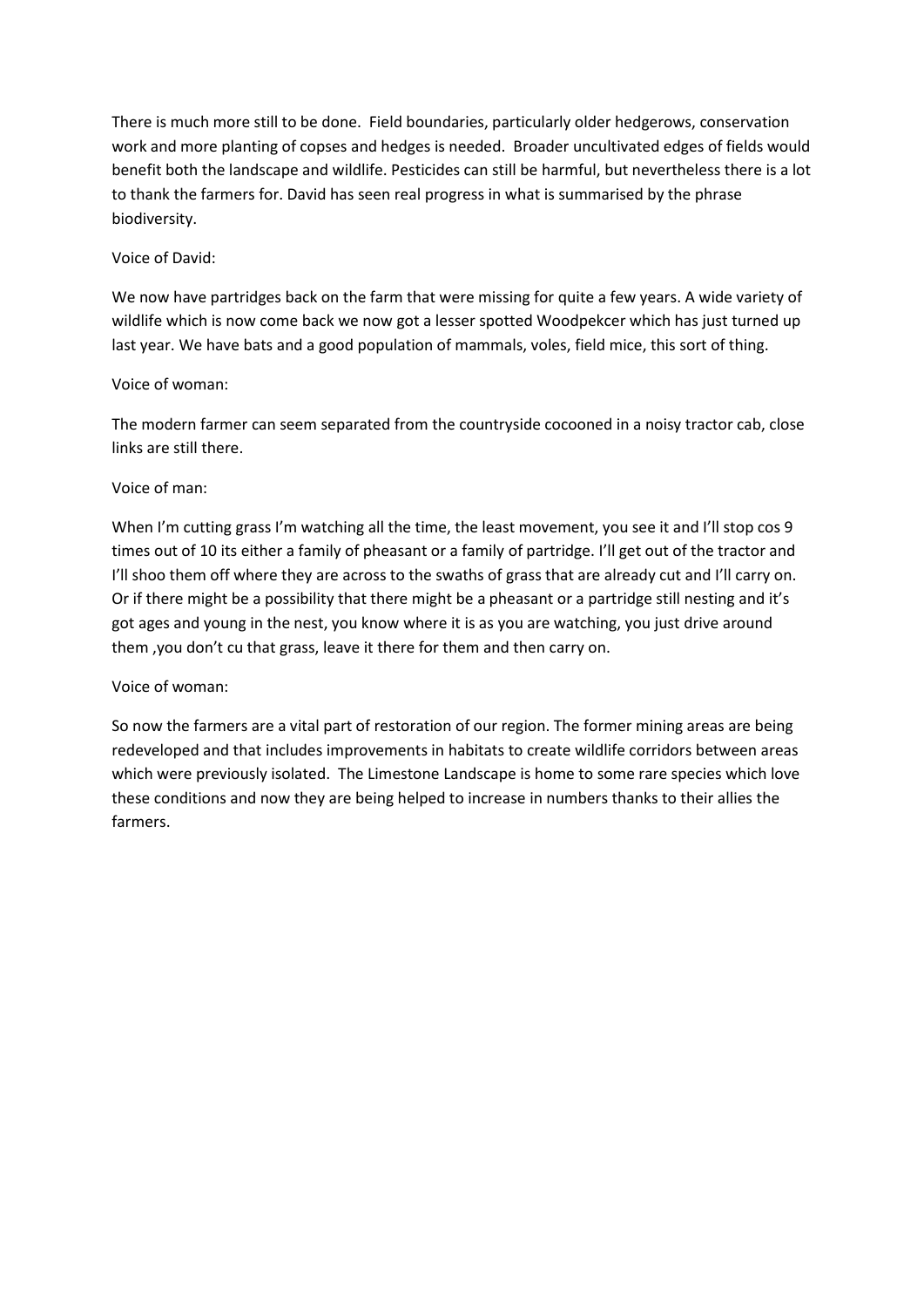There is much more still to be done. Field boundaries, particularly older hedgerows, conservation work and more planting of copses and hedges is needed. Broader uncultivated edges of fields would benefit both the landscape and wildlife. Pesticides can still be harmful, but nevertheless there is a lot to thank the farmers for. David has seen real progress in what is summarised by the phrase biodiversity.

Voice of David:

We now have partridges back on the farm that were missing for quite a few years. A wide variety of wildlife which is now come back we now got a lesser spotted Woodpekcer which has just turned up last year. We have bats and a good population of mammals, voles, field mice, this sort of thing.

Voice of woman:

The modern farmer can seem separated from the countryside cocooned in a noisy tractor cab, close links are still there.

Voice of man:

When I'm cutting grass I'm watching all the time, the least movement, you see it and I'll stop cos 9 times out of 10 its either a family of pheasant or a family of partridge. I'll get out of the tractor and I'll shoo them off where they are across to the swaths of grass that are already cut and I'll carry on. Or if there might be a possibility that there might be a pheasant or a partridge still nesting and it's got ages and young in the nest, you know where it is as you are watching, you just drive around them ,you don't cu that grass, leave it there for them and then carry on.

Voice of woman:

So now the farmers are a vital part of restoration of our region. The former mining areas are being redeveloped and that includes improvements in habitats to create wildlife corridors between areas which were previously isolated. The Limestone Landscape is home to some rare species which love these conditions and now they are being helped to increase in numbers thanks to their allies the farmers.